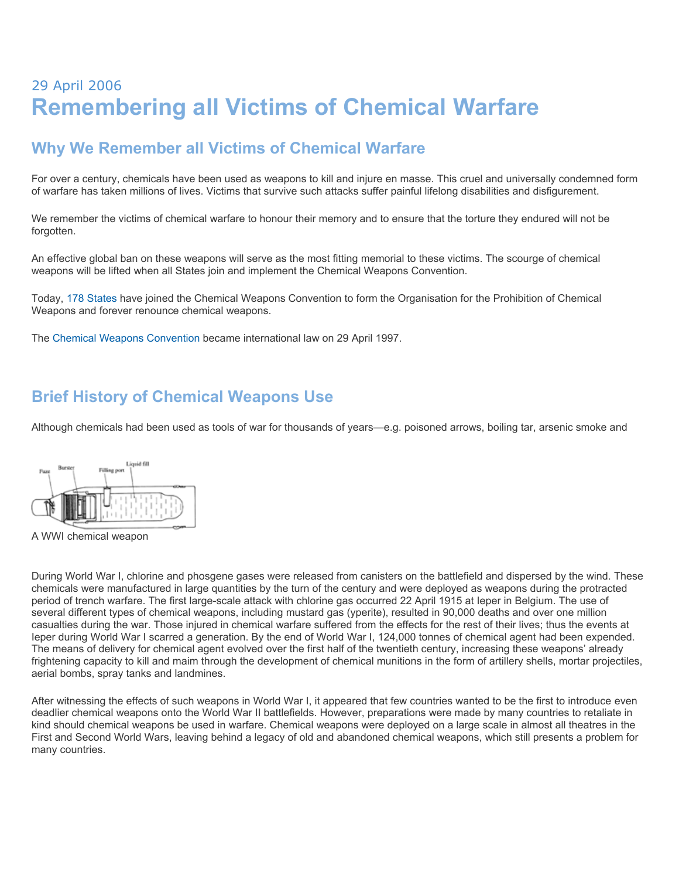29 April 2006

# Remembering all Victims of Chemical Warfare

## Why We Remember all Victims of Chemical Warfare

For over a century, chemicals have been used as weapons to kill and injure en masse. This cruel and universally condemned form of warfare has taken millions of lives. Victims that survive such attacks suffer painful lifelong disabilities and disfigurement.

We remember the victims of chemical warfare to honour their memory and to ensure that the torture they endured will not be forgotten.

An effective global ban on these weapons will serve as the most fitting memorial to these victims. The scourge of chemical weapons will be lifted when all States join and implement the Chemical Weapons Convention.

Today, 178 States have joined the Chemical Weapons Convention to form the Organisation for the Prohibition of Chemical Weapons and forever renounce chemical weapons.

The Chemical Weapons Convention became international law on 29 April 1997.

## Brief History of Chemical Weapons Use

Although chemicals had been used as tools of war for thousands of years—e.g. poisoned arrows, boiling tar, arsenic smoke and

A WWI chemical weapon

During World War I, chlorine and phosgene gases were released from canisters on the battlefield and dispersed by the wind. These chemicals were manufactured in large quantities by the turn of the century and were deployed as weapons during the protracted period of trench warfare. The first large-scale attack with chlorine gas occurred 22 April 1915 at Ieper in Belgium. The use of several different types of chemical weapons, including mustard gas (yperite), resulted in 90,000 deaths and over one million casualties during the war. Those injured in chemical warfare suffered from the effects for the rest of their lives; thus the events at Ieper during World War I scarred a generation. By the end of World War I, 124,000 tonnes of chemical agent had been expended. The means of delivery for chemical agent evolved over the first half of the twentieth century, increasing these weapons' already frightening capacity to kill and maim through the development of chemical munitions in the form of artillery shells, mortar projectiles, aerial bombs, spray tanks and landmines.

After witnessing the effects of such weapons in World War I, it appeared that few countries wanted to be the first to introduce even deadlier chemical weapons onto the World War II battlefields. However, preparations were made by many countries to retaliate in kind should chemical weapons be used in warfare. Chemical weapons were deployed on a large scale in almost all theatres in the First and Second World Wars, leaving behind a legacy of old and abandoned chemical weapons, which still presents a problem for many countries.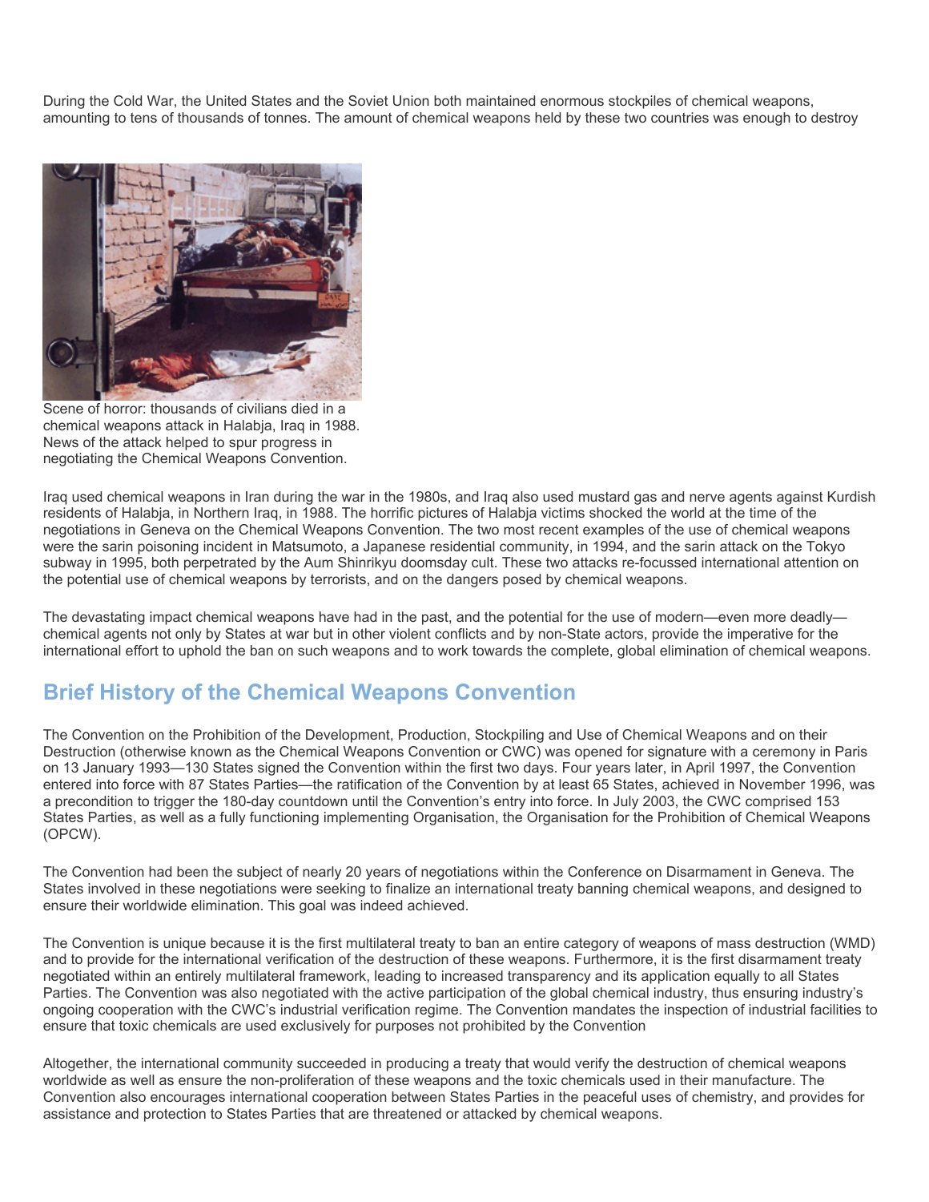During the Cold War, the United States and the Soviet Union both maintained enormous stockpiles of chemical weapons, amounting to tens of thousands of tonnes. The amount of chemical weapons held by these two countries was enough to destroy

Scene of horror: thousands of civilians died in a chemical weapons attack in Halabja, Iraq in 1988. News of the attack helped to spur progress in negotiating the Chemical Weapons Convention.

Iraq used chemical weapons in Iran during the war in the 1980s, and Iraq also used mustard gas and nerve agents against Kurdish residents of Halabja, in Northern Iraq, in 1988. The horrific pictures of Halabja victims shocked the world at the time of the negotiations in Geneva on the Chemical Weapons Convention. The two most recent examples of the use of chemical weapons were the sarin poisoning incident in Matsumoto, a Japanese residential community, in 1994, and the sarin attack on the Tokyo subway in 1995, both perpetrated by the Aum Shinrikyu doomsday cult. These two attacks re-focussed international attention on the potential use of chemical weapons by terrorists, and on the dangers posed by chemical weapons.

The devastating impact chemical weapons have had in the past, and the potential for the use of modern—even more deadly—chemical agents not only by States at war but in other violent conflicts and by non-State actors, provide the imperative for the international effort to uphold the ban on such weapons and to work towards the complete, global elimination of chemical weapons.

## Brief History of the Chemical Weapons Convention

The Convention on the Prohibition of the Development, Production, Stockpiling and Use of Chemical Weapons and on their Destruction (otherwise known as the Chemical Weapons Convention or CWC) was opened for signature with a ceremony in Paris on 13 January 1993—130 States signed the Convention within the first two days. Four years later, in April 1997, the Convention entered into force with 87 States Parties—the ratification of the Convention by at least 65 States, achieved in November 1996, was a precondition to trigger the 180-day countdown until the Convention's entry into force. In July 2003, the CWC comprised 153 States Parties, as well as a fully functioning implementing Organisation, the Organisation for the Prohibition of Chemical Weapons (OPCW).

The Convention had been the subject of nearly 20 years of negotiations within the Conference on Disarmament in Geneva. The States involved in these negotiations were seeking to finalize an international treaty banning chemical weapons, and designed to ensure their worldwide elimination. This goal was indeed achieved.

The Convention is unique because it is the first multilateral treaty to ban an entire category of weapons of mass destruction (WMD) and to provide for the international verification of the destruction of these weapons. Furthermore, it is the first disarmament treaty negotiated within an entirely multilateral framework, leading to increased transparency and its application equally to all States Parties. The Convention was also negotiated with the active participation of the global chemical industry, thus ensuring industry's ongoing cooperation with the CWC's industrial verification regime. The Convention mandates the inspection of industrial facilities to ensure that toxic chemicals are used exclusively for purposes not prohibited by the Convention

Altogether, the international community succeeded in producing a treaty that would verify the destruction of chemical weapons worldwide as well as ensure the non-proliferation of these weapons and the toxic chemicals used in their manufacture. The Convention also encourages international cooperation between States Parties in the peaceful uses of chemistry, and provides for assistance and protection to States Parties that are threatened or attacked by chemical weapons.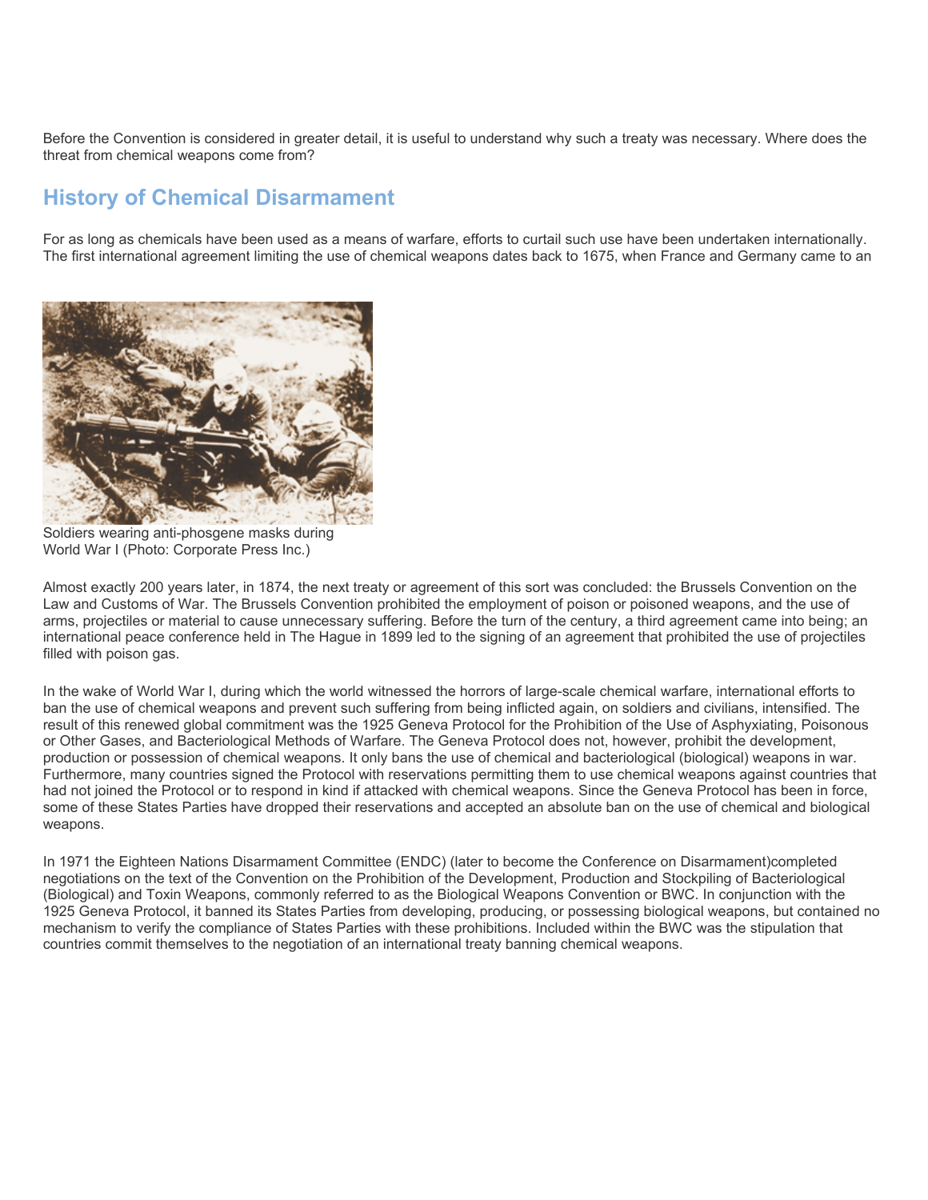Before the Convention is considered in greater detail, it is useful to understand why such a treaty was necessary. Where does the threat from chemical weapons come from?

## History of Chemical Disarmament

For as long as chemicals have been used as a means of warfare, efforts to curtail such use have been undertaken internationally. The first international agreement limiting the use of chemical weapons dates back to 1675, when France and Germany came to an

Soldiers wearing anti-phosgene masks during World War I (Photo: Corporate Press Inc.)

Almost exactly 200 years later, in 1874, the next treaty or agreement of this sort was concluded: the Brussels Convention on the Law and Customs of War. The Brussels Convention prohibited the employment of poison or poisoned weapons, and the use of arms, projectiles or material to cause unnecessary suffering. Before the turn of the century, a third agreement came into being; an international peace conference held in The Hague in 1899 led to the signing of an agreement that prohibited the use of projectiles filled with poison gas.

In the wake of World War I, during which the world witnessed the horrors of large-scale chemical warfare, international efforts to ban the use of chemical weapons and prevent such suffering from being inflicted again, on soldiers and civilians, intensified. The result of this renewed global commitment was the 1925 Geneva Protocol for the Prohibition of the Use of Asphyxiating, Poisonous or Other Gases, and Bacteriological Methods of Warfare. The Geneva Protocol does not, however, prohibit the development, production or possession of chemical weapons. It only bans the use of chemical and bacteriological (biological) weapons in war. Furthermore, many countries signed the Protocol with reservations permitting them to use chemical weapons against countries that had not joined the Protocol or to respond in kind if attacked with chemical weapons. Since the Geneva Protocol has been in force, some of these States Parties have dropped their reservations and accepted an absolute ban on the use of chemical and biological weapons.

In 1971 the Eighteen Nations Disarmament Committee (ENDC) (later to become the Conference on Disarmament)completed negotiations on the text of the Convention on the Prohibition of the Development, Production and Stockpiling of Bacteriological (Biological) and Toxin Weapons, commonly referred to as the Biological Weapons Convention or BWC. In conjunction with the 1925 Geneva Protocol, it banned its States Parties from developing, producing, or possessing biological weapons, but contained no mechanism to verify the compliance of States Parties with these prohibitions. Included within the BWC was the stipulation that countries commit themselves to the negotiation of an international treaty banning chemical weapons.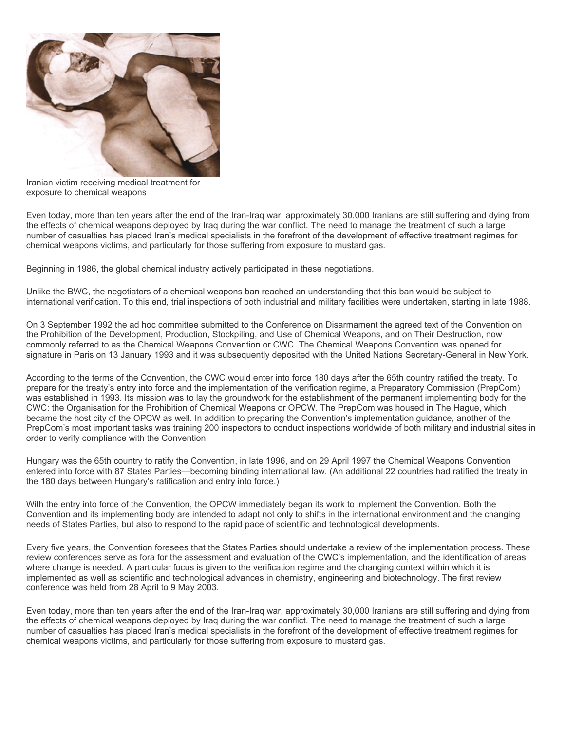Iranian victim receiving medical treatment for exposure to chemical weapons

Even today, more than ten years after the end of the Iran-Iraq war, approximately 30,000 Iranians are still suffering and dying from the effects of chemical weapons deployed by Iraq during the war conflict. The need to manage the treatment of such a large number of casualties has placed Iran's medical specialists in the forefront of the development of effective treatment regimes for chemical weapons victims, and particularly for those suffering from exposure to mustard gas.

Beginning in 1986, the global chemical industry actively participated in these negotiations.

Unlike the BWC, the negotiators of a chemical weapons ban reached an understanding that this ban would be subject to international verification. To this end, trial inspections of both industrial and military facilities were undertaken, starting in late 1988.

On 3 September 1992 the ad hoc committee submitted to the Conference on Disarmament the agreed text of the Convention on the Prohibition of the Development, Production, Stockpiling, and Use of Chemical Weapons, and on Their Destruction, now commonly referred to as the Chemical Weapons Convention or CWC. The Chemical Weapons Convention was opened for signature in Paris on 13 January 1993 and it was subsequently deposited with the United Nations Secretary-General in New York.

According to the terms of the Convention, the CWC would enter into force 180 days after the 65th country ratified the treaty. To prepare for the treaty's entry into force and the implementation of the verification regime, a Preparatory Commission (PrepCom) was established in 1993. Its mission was to lay the groundwork for the establishment of the permanent implementing body for the CWC: the Organisation for the Prohibition of Chemical Weapons or OPCW. The PrepCom was housed in The Hague, which became the host city of the OPCW as well. In addition to preparing the Convention's implementation guidance, another of the PrepCom's most important tasks was training 200 inspectors to conduct inspections worldwide of both military and industrial sites in order to verify compliance with the Convention.

Hungary was the 65th country to ratify the Convention, in late 1996, and on 29 April 1997 the Chemical Weapons Convention entered into force with 87 States Parties—becoming binding international law. (An additional 22 countries had ratified the treaty in the 180 days between Hungary's ratification and entry into force.)

With the entry into force of the Convention, the OPCW immediately began its work to implement the Convention. Both the Convention and its implementing body are intended to adapt not only to shifts in the international environment and the changing needs of States Parties, but also to respond to the rapid pace of scientific and technological developments.

Every five years, the Convention foresees that the States Parties should undertake a review of the implementation process. These review conferences serve as fora for the assessment and evaluation of the CWC's implementation, and the identification of areas where change is needed. A particular focus is given to the verification regime and the changing context within which it is implemented as well as scientific and technological advances in chemistry, engineering and biotechnology. The first review conference was held from 28 April to 9 May 2003.

Even today, more than ten years after the end of the Iran-Iraq war, approximately 30,000 Iranians are still suffering and dying from the effects of chemical weapons deployed by Iraq during the war conflict. The need to manage the treatment of such a large number of casualties has placed Iran's medical specialists in the forefront of the development of effective treatment regimes for chemical weapons victims, and particularly for those suffering from exposure to mustard gas.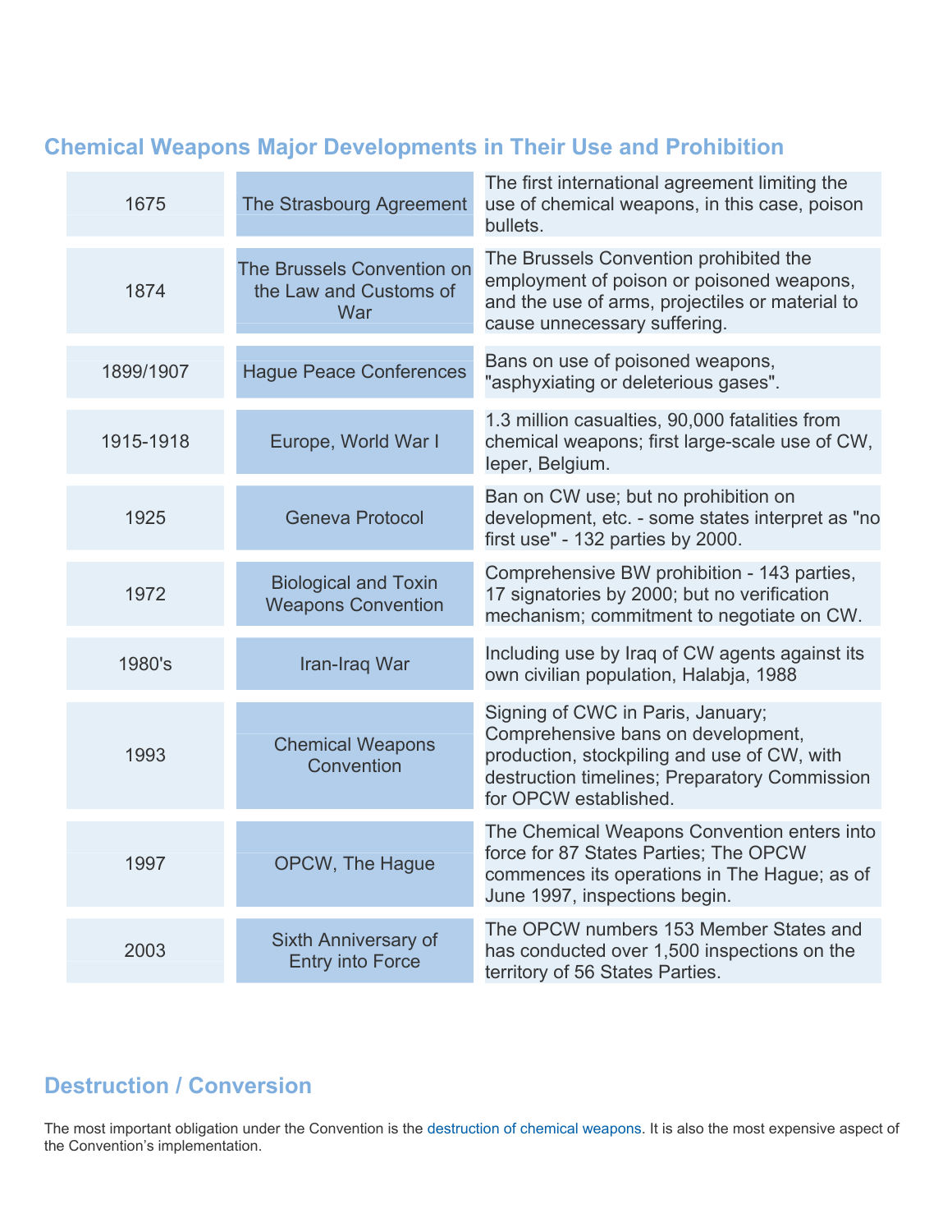## Chemical Weapons Major Developments in Their Use and Prohibition

| | | |
|---|---|---|
| 1675 | The Strasbourg Agreement | The first international agreement limiting the use of chemical weapons, in this case, poison bullets. |
| 1874 | The Brussels Convention on the Law and Customs of War | The Brussels Convention prohibited the employment of poison or poisoned weapons, and the use of arms, projectiles or material to cause unnecessary suffering. |
| 1899/1907 | Hague Peace Conferences | Bans on use of poisoned weapons, "asphyxiating or deleterious gases". |
| 1915-1918 | Europe, World War I | 1.3 million casualties, 90,000 fatalities from chemical weapons; first large-scale use of CW, Ieper, Belgium. |
| 1925 | Geneva Protocol | Ban on CW use; but no prohibition on development, etc. - some states interpret as "no first use" - 132 parties by 2000. |
| 1972 | Biological and Toxin Weapons Convention | Comprehensive BW prohibition - 143 parties, 17 signatories by 2000; but no verification mechanism; commitment to negotiate on CW. |
| 1980's | Iran-Iraq War | Including use by Iraq of CW agents against its own civilian population, Halabja, 1988 |
| 1993 | Chemical Weapons Convention | Signing of CWC in Paris, January; Comprehensive bans on development, production, stockpiling and use of CW, with destruction timelines; Preparatory Commission for OPCW established. |
| 1997 | OPCW, The Hague | The Chemical Weapons Convention enters into force for 87 States Parties; The OPCW commences its operations in The Hague; as of June 1997, inspections begin. |
| 2003 | Sixth Anniversary of Entry into Force | The OPCW numbers 153 Member States and has conducted over 1,500 inspections on the territory of 56 States Parties. |

## Destruction / Conversion

The most important obligation under the Convention is the destruction of chemical weapons. It is also the most expensive aspect of the Convention's implementation.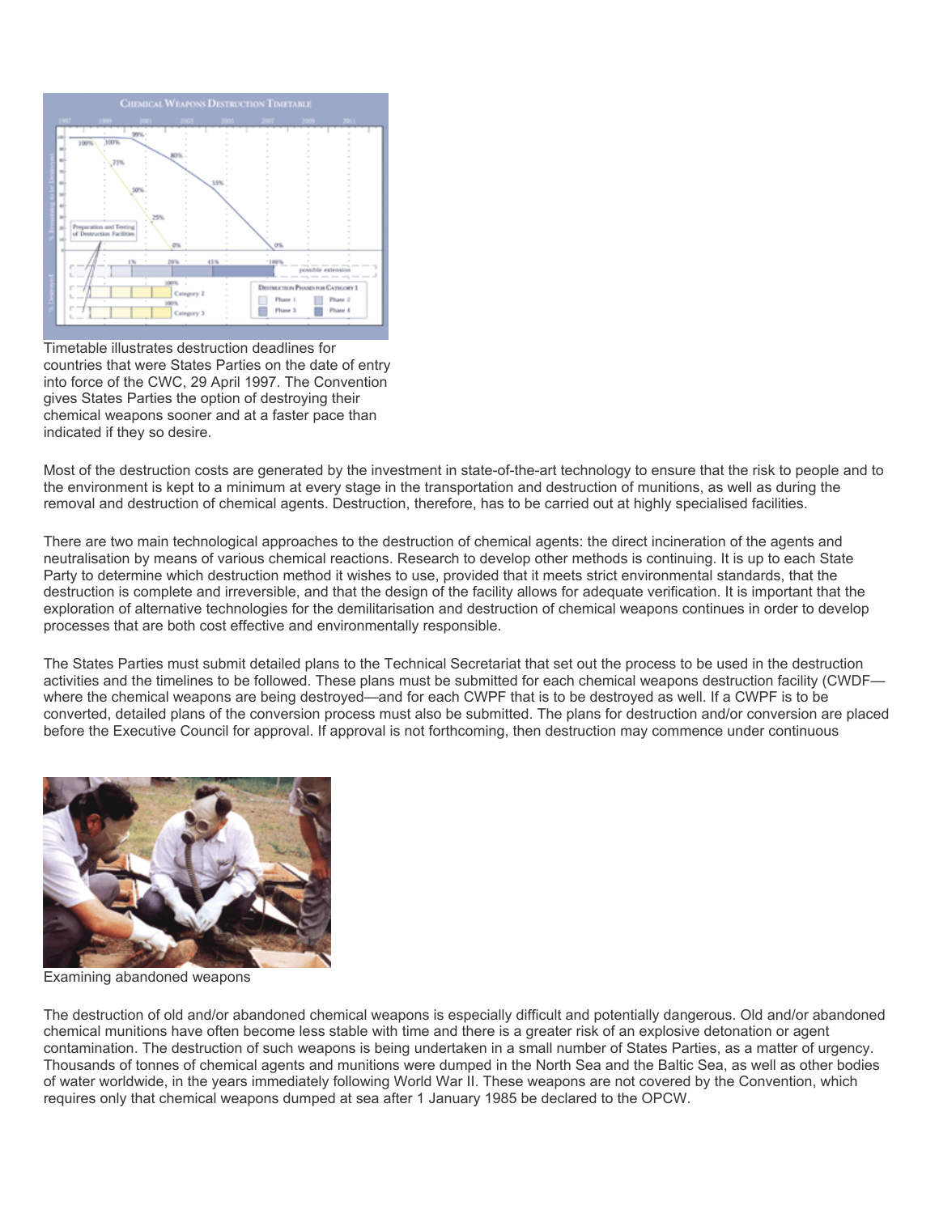Timetable illustrates destruction deadlines for countries that were States Parties on the date of entry into force of the CWC, 29 April 1997. The Convention gives States Parties the option of destroying their chemical weapons sooner and at a faster pace than indicated if they so desire.

Most of the destruction costs are generated by the investment in state-of-the-art technology to ensure that the risk to people and to the environment is kept to a minimum at every stage in the transportation and destruction of munitions, as well as during the removal and destruction of chemical agents. Destruction, therefore, has to be carried out at highly specialised facilities.

There are two main technological approaches to the destruction of chemical agents: the direct incineration of the agents and neutralisation by means of various chemical reactions. Research to develop other methods is continuing. It is up to each State Party to determine which destruction method it wishes to use, provided that it meets strict environmental standards, that the destruction is complete and irreversible, and that the design of the facility allows for adequate verification. It is important that the exploration of alternative technologies for the demilitarisation and destruction of chemical weapons continues in order to develop processes that are both cost effective and environmentally responsible.

The States Parties must submit detailed plans to the Technical Secretariat that set out the process to be used in the destruction activities and the timelines to be followed. These plans must be submitted for each chemical weapons destruction facility (CWDF—where the chemical weapons are being destroyed—and for each CWPF that is to be destroyed as well. If a CWPF is to be converted, detailed plans of the conversion process must also be submitted. The plans for destruction and/or conversion are placed before the Executive Council for approval. If approval is not forthcoming, then destruction may commence under continuous

Examining abandoned weapons

The destruction of old and/or abandoned chemical weapons is especially difficult and potentially dangerous. Old and/or abandoned chemical munitions have often become less stable with time and there is a greater risk of an explosive detonation or agent contamination. The destruction of such weapons is being undertaken in a small number of States Parties, as a matter of urgency. Thousands of tonnes of chemical agents and munitions were dumped in the North Sea and the Baltic Sea, as well as other bodies of water worldwide, in the years immediately following World War II. These weapons are not covered by the Convention, which requires only that chemical weapons dumped at sea after 1 January 1985 be declared to the OPCW.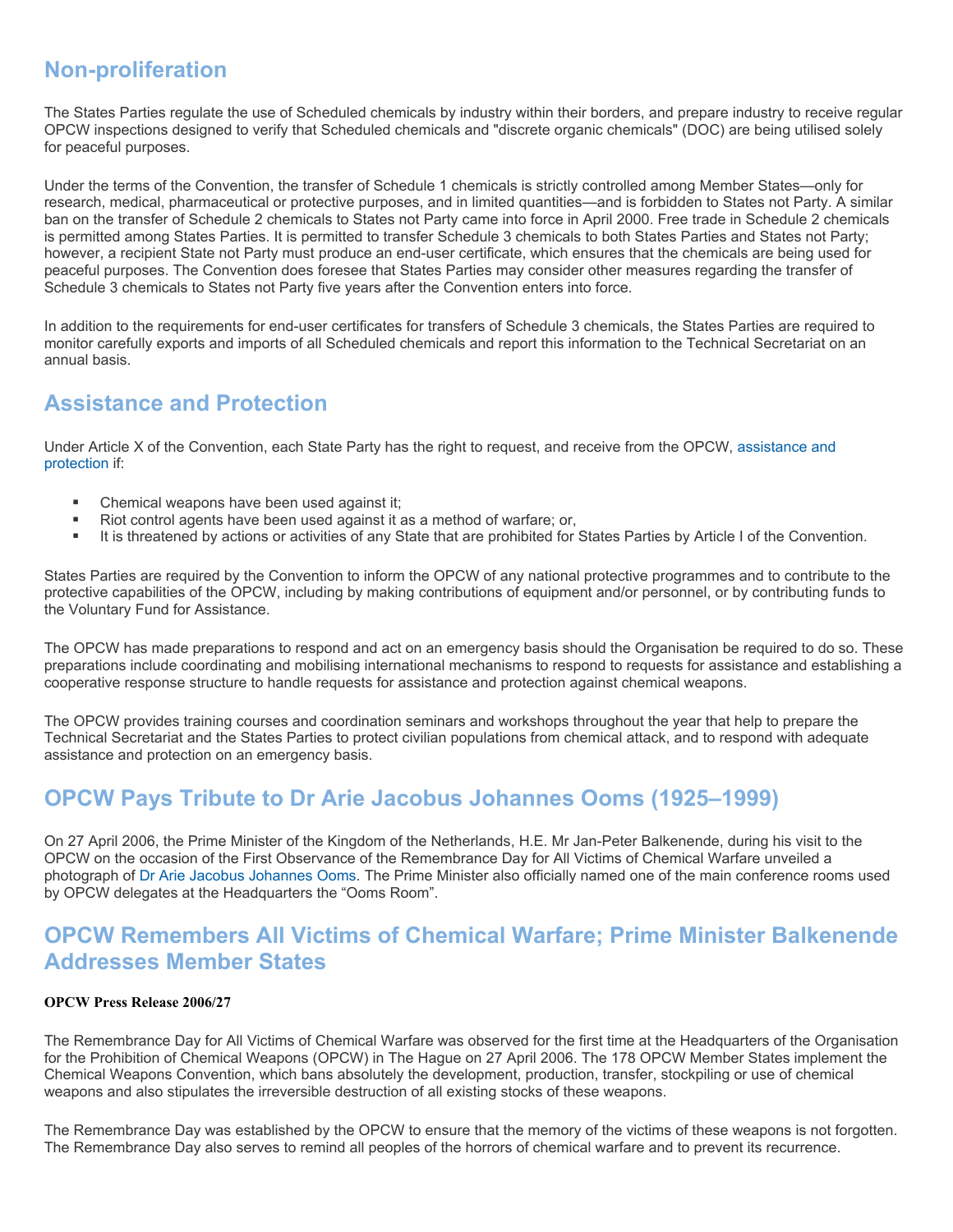## Non-proliferation

The States Parties regulate the use of Scheduled chemicals by industry within their borders, and prepare industry to receive regular OPCW inspections designed to verify that Scheduled chemicals and "discrete organic chemicals" (DOC) are being utilised solely for peaceful purposes.

Under the terms of the Convention, the transfer of Schedule 1 chemicals is strictly controlled among Member States—only for research, medical, pharmaceutical or protective purposes, and in limited quantities—and is forbidden to States not Party. A similar ban on the transfer of Schedule 2 chemicals to States not Party came into force in April 2000. Free trade in Schedule 2 chemicals is permitted among States Parties. It is permitted to transfer Schedule 3 chemicals to both States Parties and States not Party; however, a recipient State not Party must produce an end-user certificate, which ensures that the chemicals are being used for peaceful purposes. The Convention does foresee that States Parties may consider other measures regarding the transfer of Schedule 3 chemicals to States not Party five years after the Convention enters into force.

In addition to the requirements for end-user certificates for transfers of Schedule 3 chemicals, the States Parties are required to monitor carefully exports and imports of all Scheduled chemicals and report this information to the Technical Secretariat on an annual basis.

## Assistance and Protection

Under Article X of the Convention, each State Party has the right to request, and receive from the OPCW, assistance and protection if:

- Chemical weapons have been used against it;
- Riot control agents have been used against it as a method of warfare; or,
- It is threatened by actions or activities of any State that are prohibited for States Parties by Article I of the Convention.

States Parties are required by the Convention to inform the OPCW of any national protective programmes and to contribute to the protective capabilities of the OPCW, including by making contributions of equipment and/or personnel, or by contributing funds to the Voluntary Fund for Assistance.

The OPCW has made preparations to respond and act on an emergency basis should the Organisation be required to do so. These preparations include coordinating and mobilising international mechanisms to respond to requests for assistance and establishing a cooperative response structure to handle requests for assistance and protection against chemical weapons.

The OPCW provides training courses and coordination seminars and workshops throughout the year that help to prepare the Technical Secretariat and the States Parties to protect civilian populations from chemical attack, and to respond with adequate assistance and protection on an emergency basis.

## OPCW Pays Tribute to Dr Arie Jacobus Johannes Ooms (1925–1999)

On 27 April 2006, the Prime Minister of the Kingdom of the Netherlands, H.E. Mr Jan-Peter Balkenende, during his visit to the OPCW on the occasion of the First Observance of the Remembrance Day for All Victims of Chemical Warfare unveiled a photograph of Dr Arie Jacobus Johannes Ooms. The Prime Minister also officially named one of the main conference rooms used by OPCW delegates at the Headquarters the “Ooms Room”.

## OPCW Remembers All Victims of Chemical Warfare; Prime Minister Balkenende Addresses Member States

**OPCW Press Release 2006/27**

The Remembrance Day for All Victims of Chemical Warfare was observed for the first time at the Headquarters of the Organisation for the Prohibition of Chemical Weapons (OPCW) in The Hague on 27 April 2006. The 178 OPCW Member States implement the Chemical Weapons Convention, which bans absolutely the development, production, transfer, stockpiling or use of chemical weapons and also stipulates the irreversible destruction of all existing stocks of these weapons.

The Remembrance Day was established by the OPCW to ensure that the memory of the victims of these weapons is not forgotten. The Remembrance Day also serves to remind all peoples of the horrors of chemical warfare and to prevent its recurrence.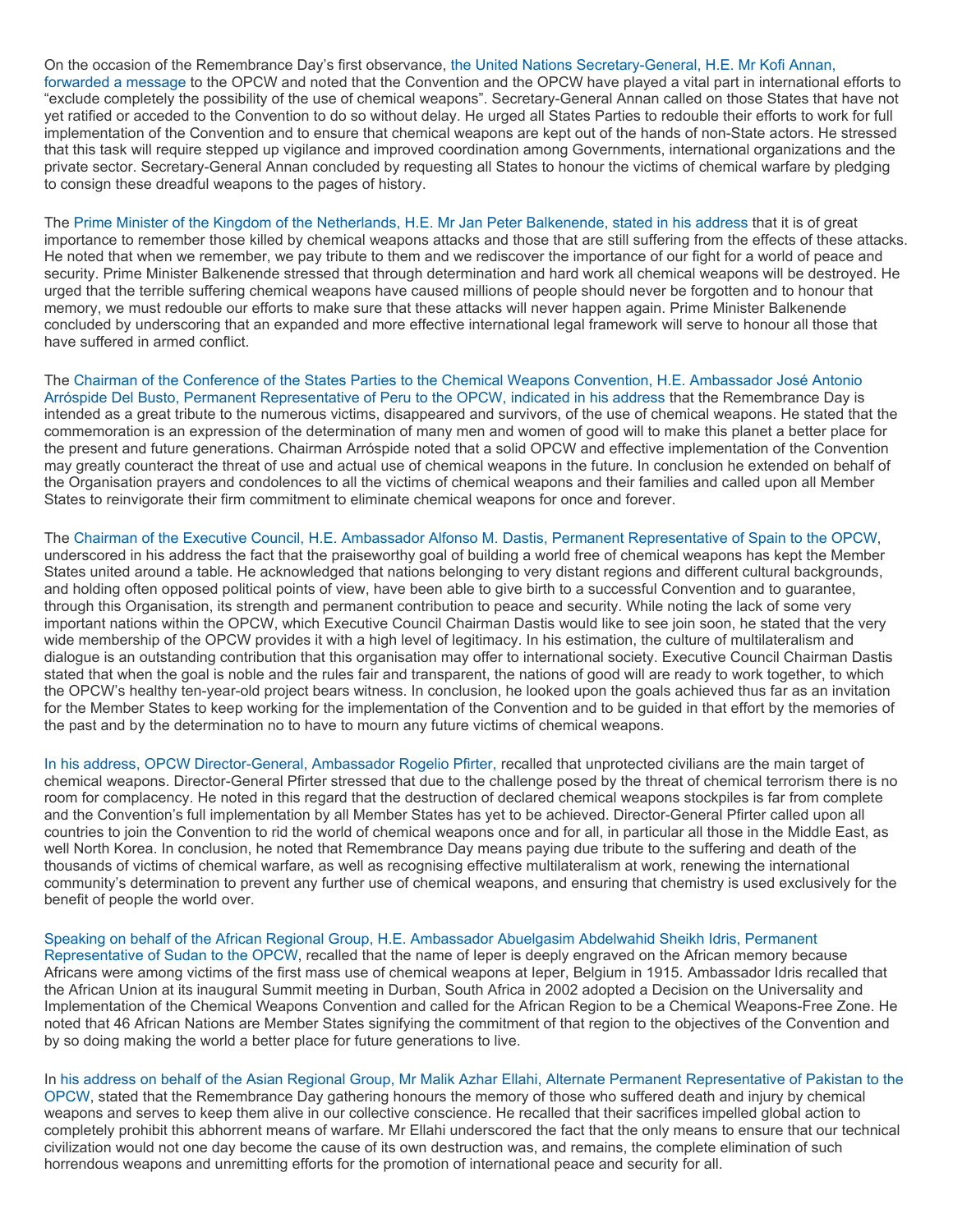On the occasion of the Remembrance Day's first observance, the United Nations Secretary-General, H.E. Mr Kofi Annan, forwarded a message to the OPCW and noted that the Convention and the OPCW have played a vital part in international efforts to "exclude completely the possibility of the use of chemical weapons". Secretary-General Annan called on those States that have not yet ratified or acceded to the Convention to do so without delay. He urged all States Parties to redouble their efforts to work for full implementation of the Convention and to ensure that chemical weapons are kept out of the hands of non-State actors. He stressed that this task will require stepped up vigilance and improved coordination among Governments, international organizations and the private sector. Secretary-General Annan concluded by requesting all States to honour the victims of chemical warfare by pledging to consign these dreadful weapons to the pages of history.

The Prime Minister of the Kingdom of the Netherlands, H.E. Mr Jan Peter Balkenende, stated in his address that it is of great importance to remember those killed by chemical weapons attacks and those that are still suffering from the effects of these attacks. He noted that when we remember, we pay tribute to them and we rediscover the importance of our fight for a world of peace and security. Prime Minister Balkenende stressed that through determination and hard work all chemical weapons will be destroyed. He urged that the terrible suffering chemical weapons have caused millions of people should never be forgotten and to honour that memory, we must redouble our efforts to make sure that these attacks will never happen again. Prime Minister Balkenende concluded by underscoring that an expanded and more effective international legal framework will serve to honour all those that have suffered in armed conflict.

The Chairman of the Conference of the States Parties to the Chemical Weapons Convention, H.E. Ambassador José Antonio Arróspide Del Busto, Permanent Representative of Peru to the OPCW, indicated in his address that the Remembrance Day is intended as a great tribute to the numerous victims, disappeared and survivors, of the use of chemical weapons. He stated that the commemoration is an expression of the determination of many men and women of good will to make this planet a better place for the present and future generations. Chairman Arróspide noted that a solid OPCW and effective implementation of the Convention may greatly counteract the threat of use and actual use of chemical weapons in the future. In conclusion he extended on behalf of the Organisation prayers and condolences to all the victims of chemical weapons and their families and called upon all Member States to reinvigorate their firm commitment to eliminate chemical weapons for once and forever.

The Chairman of the Executive Council, H.E. Ambassador Alfonso M. Dastis, Permanent Representative of Spain to the OPCW, underscored in his address the fact that the praiseworthy goal of building a world free of chemical weapons has kept the Member States united around a table. He acknowledged that nations belonging to very distant regions and different cultural backgrounds, and holding often opposed political points of view, have been able to give birth to a successful Convention and to guarantee, through this Organisation, its strength and permanent contribution to peace and security. While noting the lack of some very important nations within the OPCW, which Executive Council Chairman Dastis would like to see join soon, he stated that the very wide membership of the OPCW provides it with a high level of legitimacy. In his estimation, the culture of multilateralism and dialogue is an outstanding contribution that this organisation may offer to international society. Executive Council Chairman Dastis stated that when the goal is noble and the rules fair and transparent, the nations of good will are ready to work together, to which the OPCW's healthy ten-year-old project bears witness. In conclusion, he looked upon the goals achieved thus far as an invitation for the Member States to keep working for the implementation of the Convention and to be guided in that effort by the memories of the past and by the determination no to have to mourn any future victims of chemical weapons.

In his address, OPCW Director-General, Ambassador Rogelio Pfirter, recalled that unprotected civilians are the main target of chemical weapons. Director-General Pfirter stressed that due to the challenge posed by the threat of chemical terrorism there is no room for complacency. He noted in this regard that the destruction of declared chemical weapons stockpiles is far from complete and the Convention's full implementation by all Member States has yet to be achieved. Director-General Pfirter called upon all countries to join the Convention to rid the world of chemical weapons once and for all, in particular all those in the Middle East, as well North Korea. In conclusion, he noted that Remembrance Day means paying due tribute to the suffering and death of the thousands of victims of chemical warfare, as well as recognising effective multilateralism at work, renewing the international community's determination to prevent any further use of chemical weapons, and ensuring that chemistry is used exclusively for the benefit of people the world over.

Speaking on behalf of the African Regional Group, H.E. Ambassador Abuelgasim Abdelwahid Sheikh Idris, Permanent Representative of Sudan to the OPCW, recalled that the name of Ieper is deeply engraved on the African memory because Africans were among victims of the first mass use of chemical weapons at Ieper, Belgium in 1915. Ambassador Idris recalled that the African Union at its inaugural Summit meeting in Durban, South Africa in 2002 adopted a Decision on the Universality and Implementation of the Chemical Weapons Convention and called for the African Region to be a Chemical Weapons-Free Zone. He noted that 46 African Nations are Member States signifying the commitment of that region to the objectives of the Convention and by so doing making the world a better place for future generations to live.

In his address on behalf of the Asian Regional Group, Mr Malik Azhar Ellahi, Alternate Permanent Representative of Pakistan to the OPCW, stated that the Remembrance Day gathering honours the memory of those who suffered death and injury by chemical weapons and serves to keep them alive in our collective conscience. He recalled that their sacrifices impelled global action to completely prohibit this abhorrent means of warfare. Mr Ellahi underscored the fact that the only means to ensure that our technical civilization would not one day become the cause of its own destruction was, and remains, the complete elimination of such horrendous weapons and unremitting efforts for the promotion of international peace and security for all.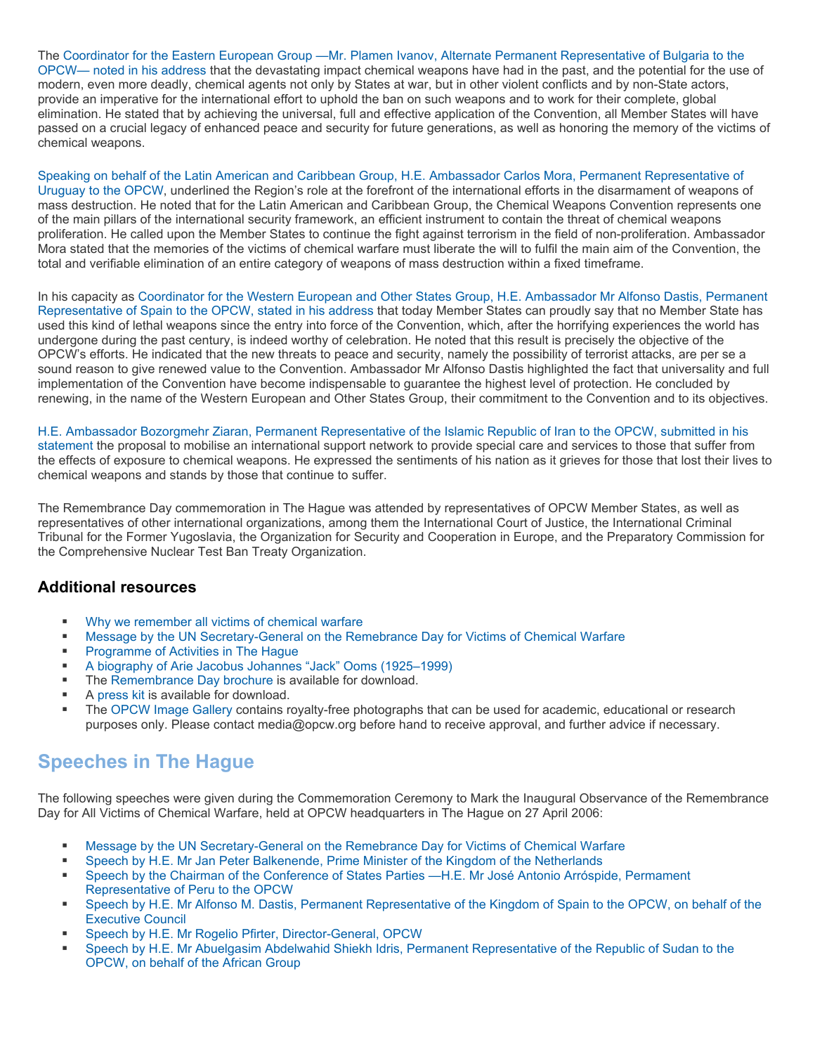The Coordinator for the Eastern European Group —Mr. Plamen Ivanov, Alternate Permanent Representative of Bulgaria to the OPCW— noted in his address that the devastating impact chemical weapons have had in the past, and the potential for the use of modern, even more deadly, chemical agents not only by States at war, but in other violent conflicts and by non-State actors, provide an imperative for the international effort to uphold the ban on such weapons and to work for their complete, global elimination. He stated that by achieving the universal, full and effective application of the Convention, all Member States will have passed on a crucial legacy of enhanced peace and security for future generations, as well as honoring the memory of the victims of chemical weapons.

Speaking on behalf of the Latin American and Caribbean Group, H.E. Ambassador Carlos Mora, Permanent Representative of Uruguay to the OPCW, underlined the Region's role at the forefront of the international efforts in the disarmament of weapons of mass destruction. He noted that for the Latin American and Caribbean Group, the Chemical Weapons Convention represents one of the main pillars of the international security framework, an efficient instrument to contain the threat of chemical weapons proliferation. He called upon the Member States to continue the fight against terrorism in the field of non-proliferation. Ambassador Mora stated that the memories of the victims of chemical warfare must liberate the will to fulfil the main aim of the Convention, the total and verifiable elimination of an entire category of weapons of mass destruction within a fixed timeframe.

In his capacity as Coordinator for the Western European and Other States Group, H.E. Ambassador Mr Alfonso Dastis, Permanent Representative of Spain to the OPCW, stated in his address that today Member States can proudly say that no Member State has used this kind of lethal weapons since the entry into force of the Convention, which, after the horrifying experiences the world has undergone during the past century, is indeed worthy of celebration. He noted that this result is precisely the objective of the OPCW's efforts. He indicated that the new threats to peace and security, namely the possibility of terrorist attacks, are per se a sound reason to give renewed value to the Convention. Ambassador Mr Alfonso Dastis highlighted the fact that universality and full implementation of the Convention have become indispensable to guarantee the highest level of protection. He concluded by renewing, in the name of the Western European and Other States Group, their commitment to the Convention and to its objectives.

H.E. Ambassador Bozorgmehr Ziaran, Permanent Representative of the Islamic Republic of Iran to the OPCW, submitted in his statement the proposal to mobilise an international support network to provide special care and services to those that suffer from the effects of exposure to chemical weapons. He expressed the sentiments of his nation as it grieves for those that lost their lives to chemical weapons and stands by those that continue to suffer.

The Remembrance Day commemoration in The Hague was attended by representatives of OPCW Member States, as well as representatives of other international organizations, among them the International Court of Justice, the International Criminal Tribunal for the Former Yugoslavia, the Organization for Security and Cooperation in Europe, and the Preparatory Commission for the Comprehensive Nuclear Test Ban Treaty Organization.

### Additional resources

- Why we remember all victims of chemical warfare
- Message by the UN Secretary-General on the Remembrance Day for Victims of Chemical Warfare
- Programme of Activities in The Hague
- A biography of Arie Jacobus Johannes "Jack" Ooms (1925–1999)
- The Remembrance Day brochure is available for download.
- A press kit is available for download.
- The OPCW Image Gallery contains royalty-free photographs that can be used for academic, educational or research purposes only. Please contact media@opcw.org before hand to receive approval, and further advice if necessary.

## Speeches in The Hague

The following speeches were given during the Commemoration Ceremony to Mark the Inaugural Observance of the Remembrance Day for All Victims of Chemical Warfare, held at OPCW headquarters in The Hague on 27 April 2006:

- Message by the UN Secretary-General on the Remebrance Day for Victims of Chemical Warfare
- Speech by H.E. Mr Jan Peter Balkenende, Prime Minister of the Kingdom of the Netherlands
- Speech by the Chairman of the Conference of States Parties —H.E. Mr José Antonio Arróspide, Permament Representative of Peru to the OPCW
- Speech by H.E. Mr Alfonso M. Dastis, Permanent Representative of the Kingdom of Spain to the OPCW, on behalf of the Executive Council
- Speech by H.E. Mr Rogelio Pfirter, Director-General, OPCW
- Speech by H.E. Mr Abuelgasim Abdelwahid Shiekh Idris, Permanent Representative of the Republic of Sudan to the OPCW, on behalf of the African Group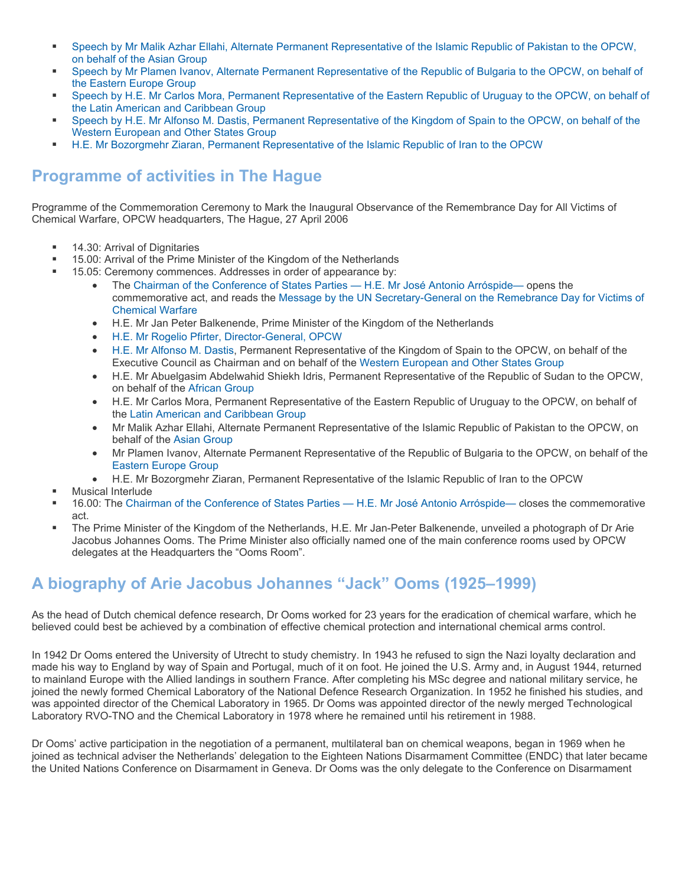- Speech by Mr Malik Azhar Ellahi, Alternate Permanent Representative of the Islamic Republic of Pakistan to the OPCW, on behalf of the Asian Group
- Speech by Mr Plamen Ivanov, Alternate Permanent Representative of the Republic of Bulgaria to the OPCW, on behalf of the Eastern Europe Group
- Speech by H.E. Mr Carlos Mora, Permanent Representative of the Eastern Republic of Uruguay to the OPCW, on behalf of the Latin American and Caribbean Group
- Speech by H.E. Mr Alfonso M. Dastis, Permanent Representative of the Kingdom of Spain to the OPCW, on behalf of the Western European and Other States Group
- H.E. Mr Bozorgmehr Ziaran, Permanent Representative of the Islamic Republic of Iran to the OPCW

## Programme of activities in The Hague

Programme of the Commemoration Ceremony to Mark the Inaugural Observance of the Remembrance Day for All Victims of Chemical Warfare, OPCW headquarters, The Hague, 27 April 2006

- 14.30: Arrival of Dignitaries
- 15.00: Arrival of the Prime Minister of the Kingdom of the Netherlands
- 15.05: Ceremony commences. Addresses in order of appearance by:
    - The Chairman of the Conference of States Parties — H.E. Mr José Antonio Arróspide— opens the commemorative act, and reads the Message by the UN Secretary-General on the Remebrance Day for Victims of Chemical Warfare
    - H.E. Mr Jan Peter Balkenende, Prime Minister of the Kingdom of the Netherlands
    - H.E. Mr Rogelio Pfirter, Director-General, OPCW
    - H.E. Mr Alfonso M. Dastis, Permanent Representative of the Kingdom of Spain to the OPCW, on behalf of the Executive Council as Chairman and on behalf of the Western European and Other States Group
    - H.E. Mr Abuelgasim Abdelwahid Shiekh Idris, Permanent Representative of the Republic of Sudan to the OPCW, on behalf of the African Group
    - H.E. Mr Carlos Mora, Permanent Representative of the Eastern Republic of Uruguay to the OPCW, on behalf of the Latin American and Caribbean Group
    - Mr Malik Azhar Ellahi, Alternate Permanent Representative of the Islamic Republic of Pakistan to the OPCW, on behalf of the Asian Group
    - Mr Plamen Ivanov, Alternate Permanent Representative of the Republic of Bulgaria to the OPCW, on behalf of the Eastern Europe Group
    - H.E. Mr Bozorgmehr Ziaran, Permanent Representative of the Islamic Republic of Iran to the OPCW
- Musical Interlude
- 16.00: The Chairman of the Conference of States Parties — H.E. Mr José Antonio Arróspide— closes the commemorative act.
- The Prime Minister of the Kingdom of the Netherlands, H.E. Mr Jan-Peter Balkenende, unveiled a photograph of Dr Arie Jacobus Johannes Ooms. The Prime Minister also officially named one of the main conference rooms used by OPCW delegates at the Headquarters the "Ooms Room".

## A biography of Arie Jacobus Johannes "Jack" Ooms (1925–1999)

As the head of Dutch chemical defence research, Dr Ooms worked for 23 years for the eradication of chemical warfare, which he believed could best be achieved by a combination of effective chemical protection and international chemical arms control.

In 1942 Dr Ooms entered the University of Utrecht to study chemistry. In 1943 he refused to sign the Nazi loyalty declaration and made his way to England by way of Spain and Portugal, much of it on foot. He joined the U.S. Army and, in August 1944, returned to mainland Europe with the Allied landings in southern France. After completing his MSc degree and national military service, he joined the newly formed Chemical Laboratory of the National Defence Research Organization. In 1952 he finished his studies, and was appointed director of the Chemical Laboratory in 1965. Dr Ooms was appointed director of the newly merged Technological Laboratory RVO-TNO and the Chemical Laboratory in 1978 where he remained until his retirement in 1988.

Dr Ooms' active participation in the negotiation of a permanent, multilateral ban on chemical weapons, began in 1969 when he joined as technical adviser the Netherlands' delegation to the Eighteen Nations Disarmament Committee (ENDC) that later became the United Nations Conference on Disarmament in Geneva. Dr Ooms was the only delegate to the Conference on Disarmament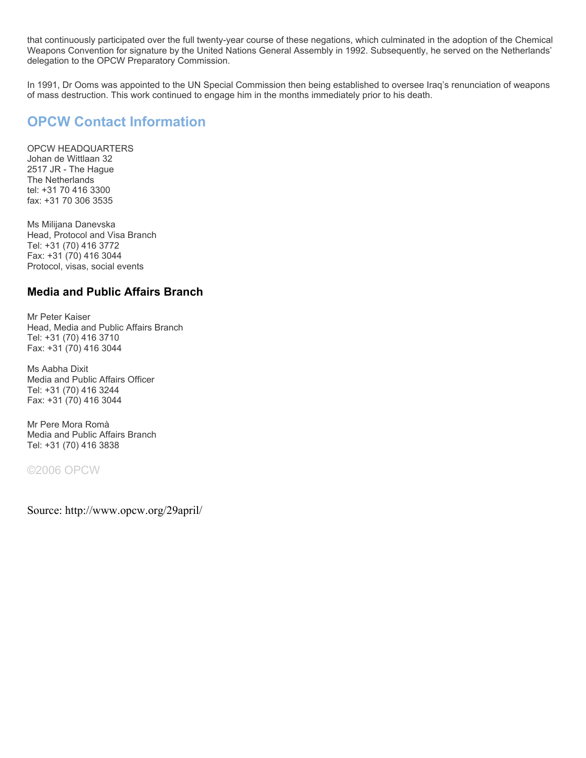that continuously participated over the full twenty-year course of these negations, which culminated in the adoption of the Chemical Weapons Convention for signature by the United Nations General Assembly in 1992. Subsequently, he served on the Netherlands' delegation to the OPCW Preparatory Commission.

In 1991, Dr Ooms was appointed to the UN Special Commission then being established to oversee Iraq's renunciation of weapons of mass destruction. This work continued to engage him in the months immediately prior to his death.

## OPCW Contact Information

OPCW HEADQUARTERS
Johan de Wittlaan 32
2517 JR - The Hague
The Netherlands
tel: +31 70 416 3300
fax: +31 70 306 3535

Ms Milijana Danevska
Head, Protocol and Visa Branch
Tel: +31 (70) 416 3772
Fax: +31 (70) 416 3044
Protocol, visas, social events

### Media and Public Affairs Branch

Mr Peter Kaiser
Head, Media and Public Affairs Branch
Tel: +31 (70) 416 3710
Fax: +31 (70) 416 3044

Ms Aabha Dixit
Media and Public Affairs Officer
Tel: +31 (70) 416 3244
Fax: +31 (70) 416 3044

Mr Pere Mora Romà
Media and Public Affairs Branch
Tel: +31 (70) 416 3838

©2006 OPCW

Source: http://www.opcw.org/29april/